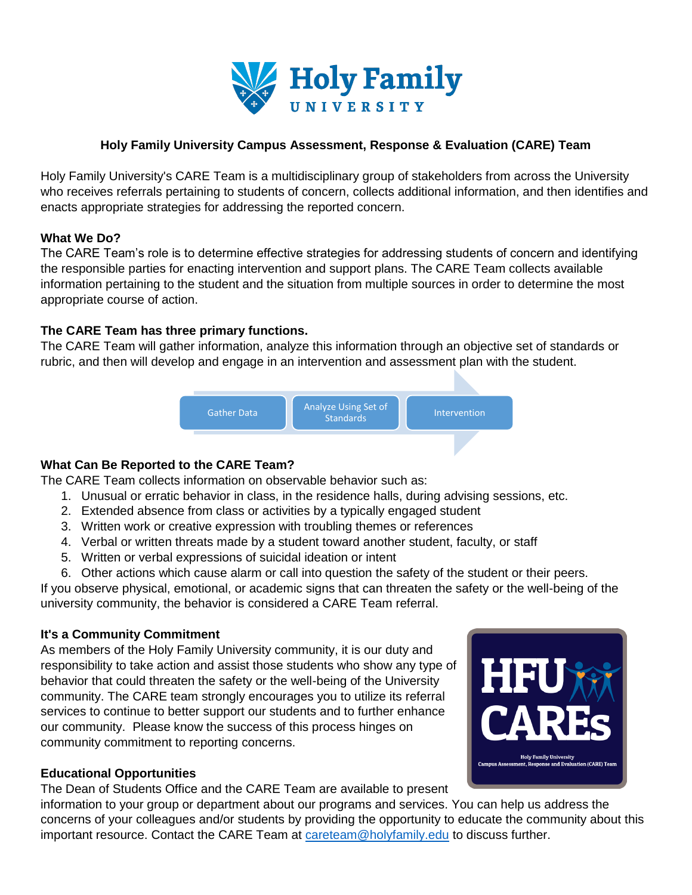# Holy Family University Campus Assessment, Response & Evaluation (CARE) Team

Holy Family University's CARE Team is a multidisciplinary group of stakeholders from across the University who receives referrals pertaining to students of concern, collects additional information, and then identifies and enacts appropriate strategies for addressing the reported concern.

## What We Do?

The CARE Team's role is to determine effective strategies for addressing students of concern and identifying the responsible parties for enacting intervention and support plans. The CARE Team collects available information pertaining to the student and the situation from multiple sources in order to determine the most appropriate course of action.

## The CARE Team has three primary functions.

The CARE Team will gather information, analyze this information through an objective set of standards or rubric, and then will develop and engage in an intervention and assessment plan with the student.

Gather Data → Analyze Using Set of Standards → Intervention

## What Can Be Reported to the CARE Team?

The CARE Team collects information on observable behavior such as:

1. Unusual or erratic behavior in class, in the residence halls, during advising sessions, etc.
2. Extended absence from class or activities by a typically engaged student
3. Written work or creative expression with troubling themes or references
4. Verbal or written threats made by a student toward another student, faculty, or staff
5. Written or verbal expressions of suicidal ideation or intent
6. Other actions which cause alarm or call into question the safety of the student or their peers.

If you observe physical, emotional, or academic signs that can threaten the safety or the well-being of the university community, the behavior is considered a CARE Team referral.

## It's a Community Commitment

As members of the Holy Family University community, it is our duty and responsibility to take action and assist those students who show any type of behavior that could threaten the safety or the well-being of the University community. The CARE team strongly encourages you to utilize its referral services to continue to better support our students and to further enhance our community. Please know the success of this process hinges on community commitment to reporting concerns.

## Educational Opportunities

The Dean of Students Office and the CARE Team are available to present information to your group or department about our programs and services. You can help us address the concerns of your colleagues and/or students by providing the opportunity to educate the community about this important resource. Contact the CARE Team at careteam@holyfamily.edu to discuss further.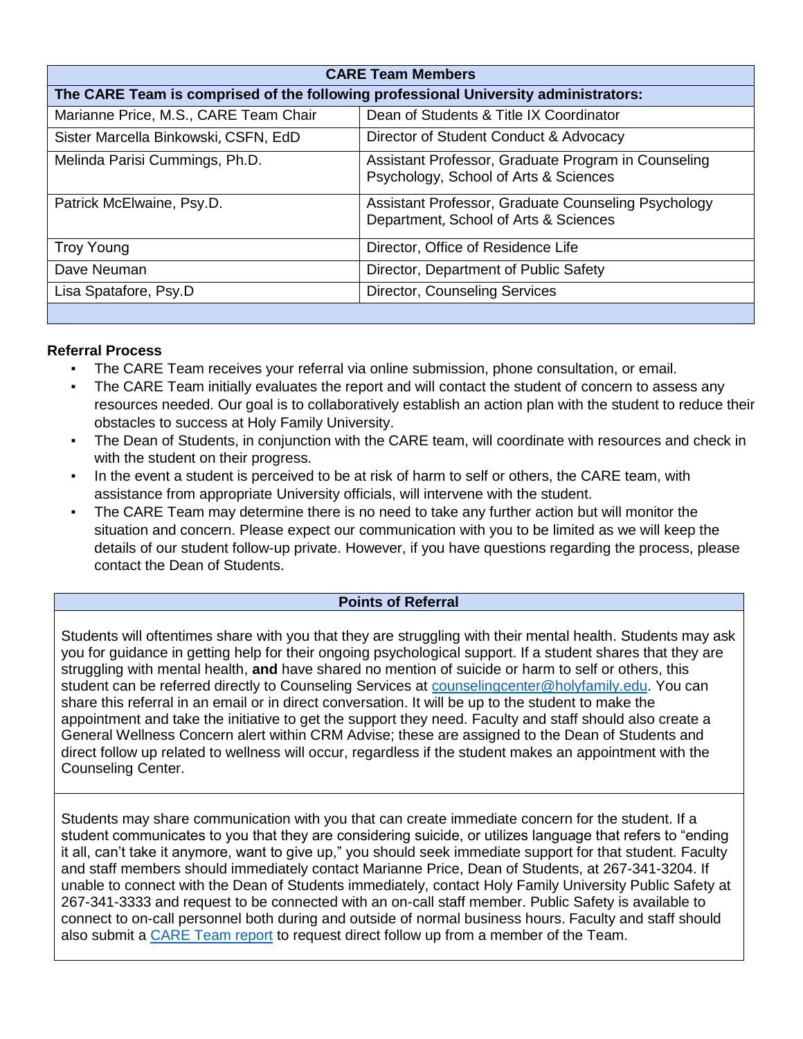| CARE Team Members | |
|---|---|
| **The CARE Team is comprised of the following professional University administrators:** | |
| Marianne Price, M.S., CARE Team Chair | Dean of Students & Title IX Coordinator |
| Sister Marcella Binkowski, CSFN, EdD | Director of Student Conduct & Advocacy |
| Melinda Parisi Cummings, Ph.D. | Assistant Professor, Graduate Program in Counseling Psychology, School of Arts & Sciences |
| Patrick McElwaine, Psy.D. | Assistant Professor, Graduate Counseling Psychology Department, School of Arts & Sciences |
| Troy Young | Director, Office of Residence Life |
| Dave Neuman | Director, Department of Public Safety |
| Lisa Spatafore, Psy.D | Director, Counseling Services |

**Referral Process**

- The CARE Team receives your referral via online submission, phone consultation, or email.
- The CARE Team initially evaluates the report and will contact the student of concern to assess any resources needed. Our goal is to collaboratively establish an action plan with the student to reduce their obstacles to success at Holy Family University.
- The Dean of Students, in conjunction with the CARE team, will coordinate with resources and check in with the student on their progress.
- In the event a student is perceived to be at risk of harm to self or others, the CARE team, with assistance from appropriate University officials, will intervene with the student.
- The CARE Team may determine there is no need to take any further action but will monitor the situation and concern. Please expect our communication with you to be limited as we will keep the details of our student follow-up private. However, if you have questions regarding the process, please contact the Dean of Students.

| Points of Referral |
|---|
| Students will oftentimes share with you that they are struggling with their mental health. Students may ask you for guidance in getting help for their ongoing psychological support. If a student shares that they are struggling with mental health, **and** have shared no mention of suicide or harm to self or others, this student can be referred directly to Counseling Services at counselingcenter@holyfamily.edu. You can share this referral in an email or in direct conversation. It will be up to the student to make the appointment and take the initiative to get the support they need. Faculty and staff should also create a General Wellness Concern alert within CRM Advise; these are assigned to the Dean of Students and direct follow up related to wellness will occur, regardless if the student makes an appointment with the Counseling Center. |
| Students may share communication with you that can create immediate concern for the student. If a student communicates to you that they are considering suicide, or utilizes language that refers to "ending it all, can't take it anymore, want to give up," you should seek immediate support for that student. Faculty and staff members should immediately contact Marianne Price, Dean of Students, at 267-341-3204. If unable to connect with the Dean of Students immediately, contact Holy Family University Public Safety at 267-341-3333 and request to be connected with an on-call staff member. Public Safety is available to connect to on-call personnel both during and outside of normal business hours. Faculty and staff should also submit a CARE Team report to request direct follow up from a member of the Team. |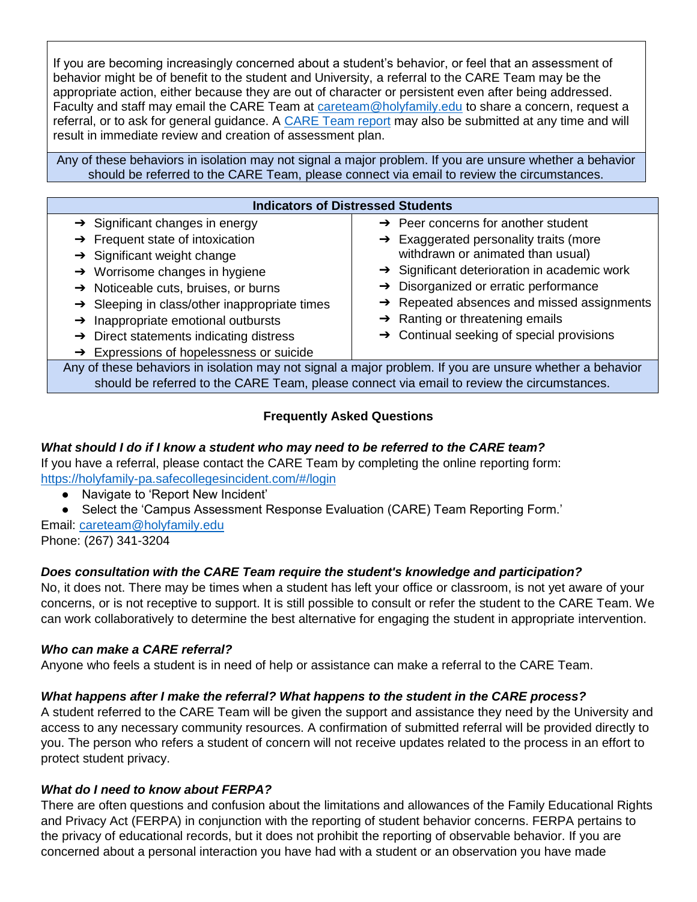If you are becoming increasingly concerned about a student's behavior, or feel that an assessment of behavior might be of benefit to the student and University, a referral to the CARE Team may be the appropriate action, either because they are out of character or persistent even after being addressed. Faculty and staff may email the CARE Team at [careteam@holyfamily.edu](mailto:careteam@holyfamily.edu) to share a concern, request a referral, or to ask for general guidance. A [CARE Team report](https://holyfamily-pa.safecollegesincident.com/#/login) may also be submitted at any time and will result in immediate review and creation of assessment plan.

Any of these behaviors in isolation may not signal a major problem. If you are unsure whether a behavior should be referred to the CARE Team, please connect via email to review the circumstances.

| Indicators of Distressed Students | |
|---|---|
| ➔ Significant changes in energy<br>➔ Frequent state of intoxication<br>➔ Significant weight change<br>➔ Worrisome changes in hygiene<br>➔ Noticeable cuts, bruises, or burns<br>➔ Sleeping in class/other inappropriate times<br>➔ Inappropriate emotional outbursts<br>➔ Direct statements indicating distress<br>➔ Expressions of hopelessness or suicide | ➔ Peer concerns for another student<br>➔ Exaggerated personality traits (more withdrawn or animated than usual)<br>➔ Significant deterioration in academic work<br>➔ Disorganized or erratic performance<br>➔ Repeated absences and missed assignments<br>➔ Ranting or threatening emails<br>➔ Continual seeking of special provisions |

Any of these behaviors in isolation may not signal a major problem. If you are unsure whether a behavior should be referred to the CARE Team, please connect via email to review the circumstances.

## Frequently Asked Questions

***What should I do if I know a student who may need to be referred to the CARE team?***

If you have a referral, please contact the CARE Team by completing the online reporting form: [https://holyfamily-pa.safecollegesincident.com/#/login](https://holyfamily-pa.safecollegesincident.com/#/login)

- Navigate to 'Report New Incident'
- Select the 'Campus Assessment Response Evaluation (CARE) Team Reporting Form.'

Email: [careteam@holyfamily.edu](mailto:careteam@holyfamily.edu)
Phone: (267) 341-3204

***Does consultation with the CARE Team require the student's knowledge and participation?***

No, it does not. There may be times when a student has left your office or classroom, is not yet aware of your concerns, or is not receptive to support. It is still possible to consult or refer the student to the CARE Team. We can work collaboratively to determine the best alternative for engaging the student in appropriate intervention.

***Who can make a CARE referral?***

Anyone who feels a student is in need of help or assistance can make a referral to the CARE Team.

***What happens after I make the referral? What happens to the student in the CARE process?***

A student referred to the CARE Team will be given the support and assistance they need by the University and access to any necessary community resources. A confirmation of submitted referral will be provided directly to you. The person who refers a student of concern will not receive updates related to the process in an effort to protect student privacy.

***What do I need to know about FERPA?***

There are often questions and confusion about the limitations and allowances of the Family Educational Rights and Privacy Act (FERPA) in conjunction with the reporting of student behavior concerns. FERPA pertains to the privacy of educational records, but it does not prohibit the reporting of observable behavior. If you are concerned about a personal interaction you have had with a student or an observation you have made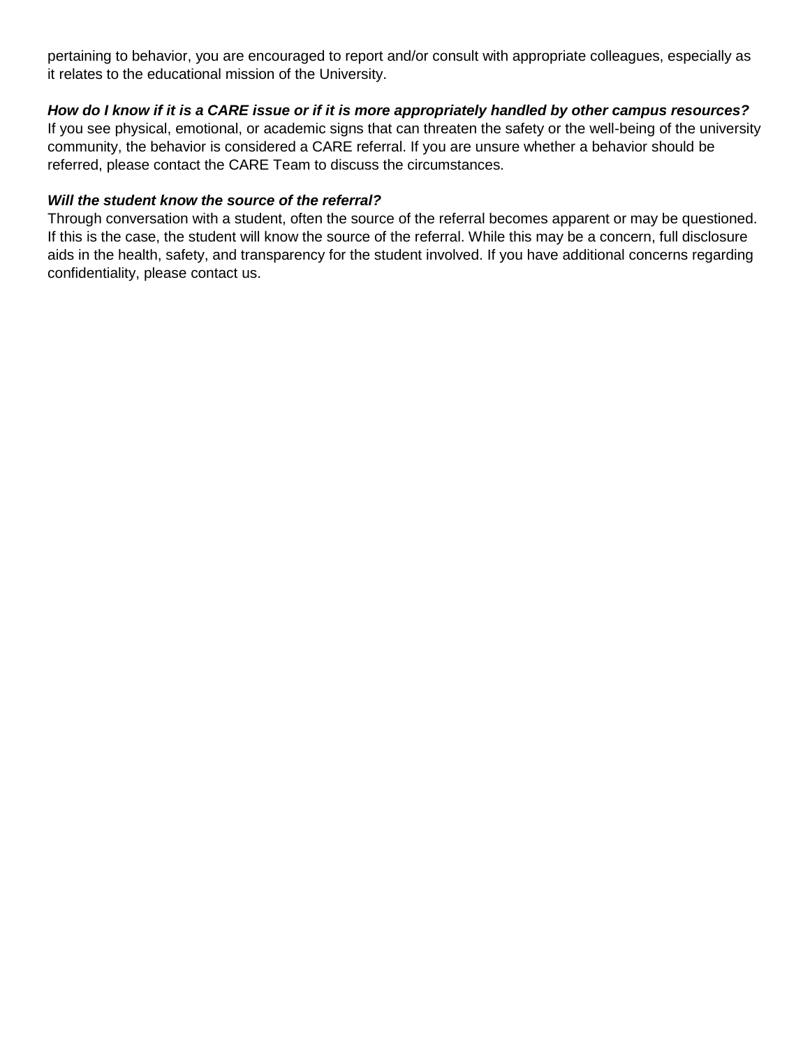pertaining to behavior, you are encouraged to report and/or consult with appropriate colleagues, especially as it relates to the educational mission of the University.

***How do I know if it is a CARE issue or if it is more appropriately handled by other campus resources?***

If you see physical, emotional, or academic signs that can threaten the safety or the well-being of the university community, the behavior is considered a CARE referral. If you are unsure whether a behavior should be referred, please contact the CARE Team to discuss the circumstances.

***Will the student know the source of the referral?***

Through conversation with a student, often the source of the referral becomes apparent or may be questioned. If this is the case, the student will know the source of the referral. While this may be a concern, full disclosure aids in the health, safety, and transparency for the student involved. If you have additional concerns regarding confidentiality, please contact us.